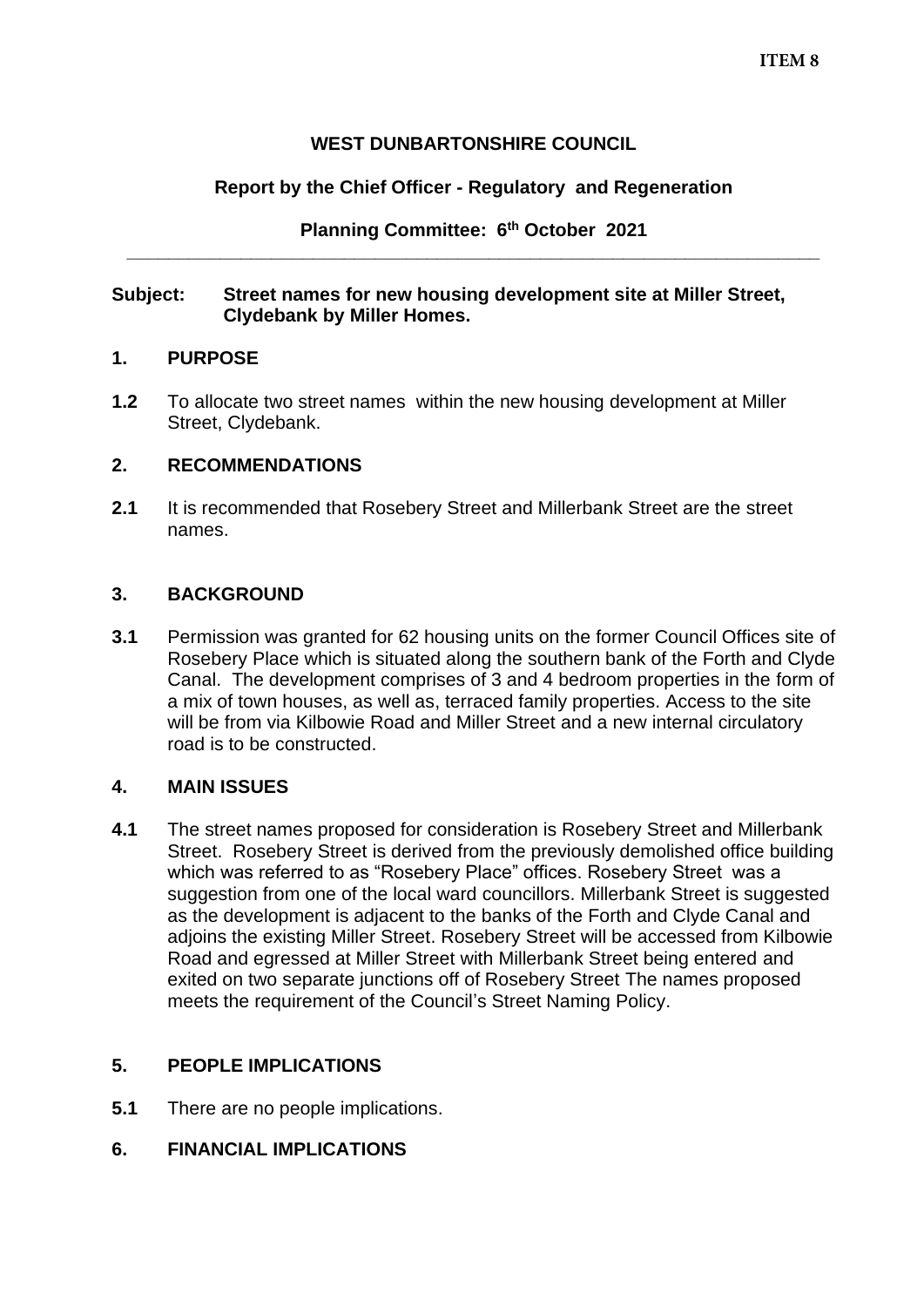**ITEM 8**

**WEST DUNBARTONSHIRE COUNCIL**

**Report by the Chief Officer - Regulatory and Regeneration**

**Planning Committee: 6th October 2021**

---

**Subject: Street names for new housing development site at Miller Street, Clydebank by Miller Homes.**

## 1. PURPOSE

**1.2** To allocate two street names within the new housing development at Miller Street, Clydebank.

## 2. RECOMMENDATIONS

**2.1** It is recommended that Rosebery Street and Millerbank Street are the street names.

## 3. BACKGROUND

**3.1** Permission was granted for 62 housing units on the former Council Offices site of Rosebery Place which is situated along the southern bank of the Forth and Clyde Canal. The development comprises of 3 and 4 bedroom properties in the form of a mix of town houses, as well as, terraced family properties. Access to the site will be from via Kilbowie Road and Miller Street and a new internal circulatory road is to be constructed.

## 4. MAIN ISSUES

**4.1** The street names proposed for consideration is Rosebery Street and Millerbank Street. Rosebery Street is derived from the previously demolished office building which was referred to as "Rosebery Place" offices. Rosebery Street was a suggestion from one of the local ward councillors. Millerbank Street is suggested as the development is adjacent to the banks of the Forth and Clyde Canal and adjoins the existing Miller Street. Rosebery Street will be accessed from Kilbowie Road and egressed at Miller Street with Millerbank Street being entered and exited on two separate junctions off of Rosebery Street The names proposed meets the requirement of the Council's Street Naming Policy.

## 5. PEOPLE IMPLICATIONS

**5.1** There are no people implications.

## 6. FINANCIAL IMPLICATIONS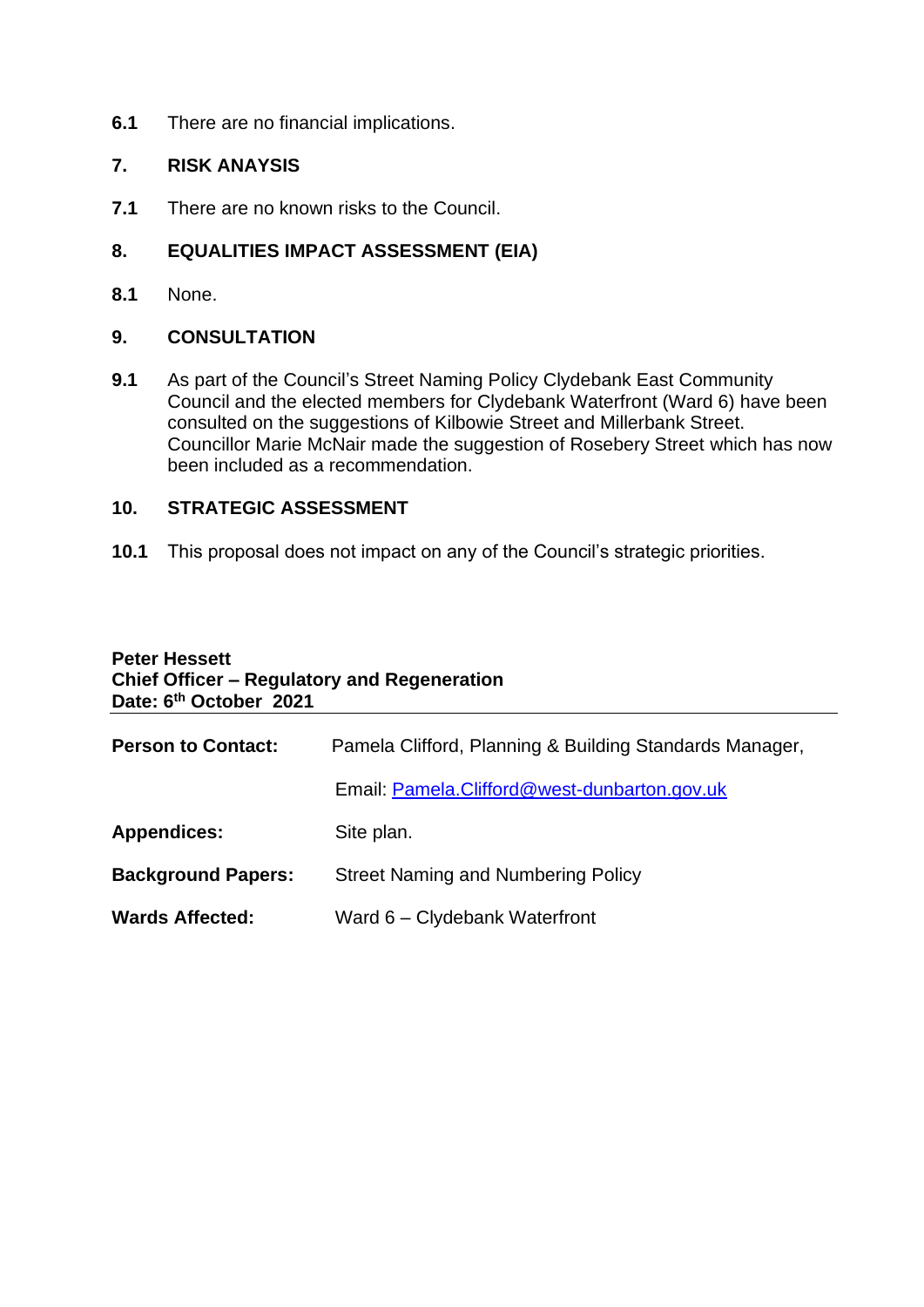**6.1** There are no financial implications.

## 7. RISK ANAYSIS

**7.1** There are no known risks to the Council.

## 8. EQUALITIES IMPACT ASSESSMENT (EIA)

**8.1** None.

## 9. CONSULTATION

**9.1** As part of the Council's Street Naming Policy Clydebank East Community Council and the elected members for Clydebank Waterfront (Ward 6) have been consulted on the suggestions of Kilbowie Street and Millerbank Street. Councillor Marie McNair made the suggestion of Rosebery Street which has now been included as a recommendation.

## 10. STRATEGIC ASSESSMENT

**10.1** This proposal does not impact on any of the Council's strategic priorities.

**Peter Hessett**
**Chief Officer – Regulatory and Regeneration**
**Date: 6th October 2021**

---

| | |
|---|---|
| **Person to Contact:** | Pamela Clifford, Planning & Building Standards Manager, |
| | Email: Pamela.Clifford@west-dunbarton.gov.uk |
| **Appendices:** | Site plan. |
| **Background Papers:** | Street Naming and Numbering Policy |
| **Wards Affected:** | Ward 6 – Clydebank Waterfront |